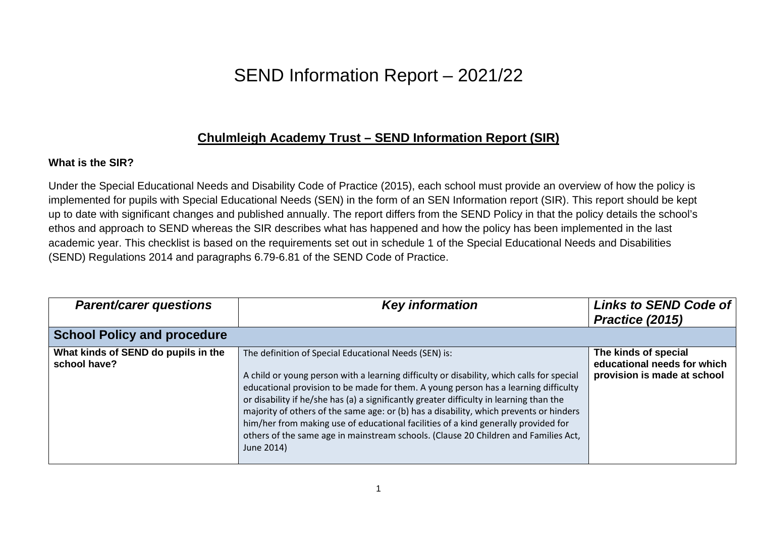# SEND Information Report – 2021/22

## Chulmleigh Academy Trust – SEND Information Report (SIR)

**What is the SIR?**

Under the Special Educational Needs and Disability Code of Practice (2015), each school must provide an overview of how the policy is implemented for pupils with Special Educational Needs (SEN) in the form of an SEN Information report (SIR). This report should be kept up to date with significant changes and published annually. The report differs from the SEND Policy in that the policy details the school's ethos and approach to SEND whereas the SIR describes what has happened and how the policy has been implemented in the last academic year. This checklist is based on the requirements set out in schedule 1 of the Special Educational Needs and Disabilities (SEND) Regulations 2014 and paragraphs 6.79-6.81 of the SEND Code of Practice.

| *Parent/carer questions* | *Key information* | *Links to SEND Code of Practice (2015)* |
|---|---|---|
| **School Policy and procedure** | | |
| **What kinds of SEND do pupils in the school have?** | The definition of Special Educational Needs (SEN) is:<br><br>A child or young person with a learning difficulty or disability, which calls for special educational provision to be made for them. A young person has a learning difficulty or disability if he/she has (a) a significantly greater difficulty in learning than the majority of others of the same age: or (b) has a disability, which prevents or hinders him/her from making use of educational facilities of a kind generally provided for others of the same age in mainstream schools. (Clause 20 Children and Families Act, June 2014) | **The kinds of special educational needs for which provision is made at school** |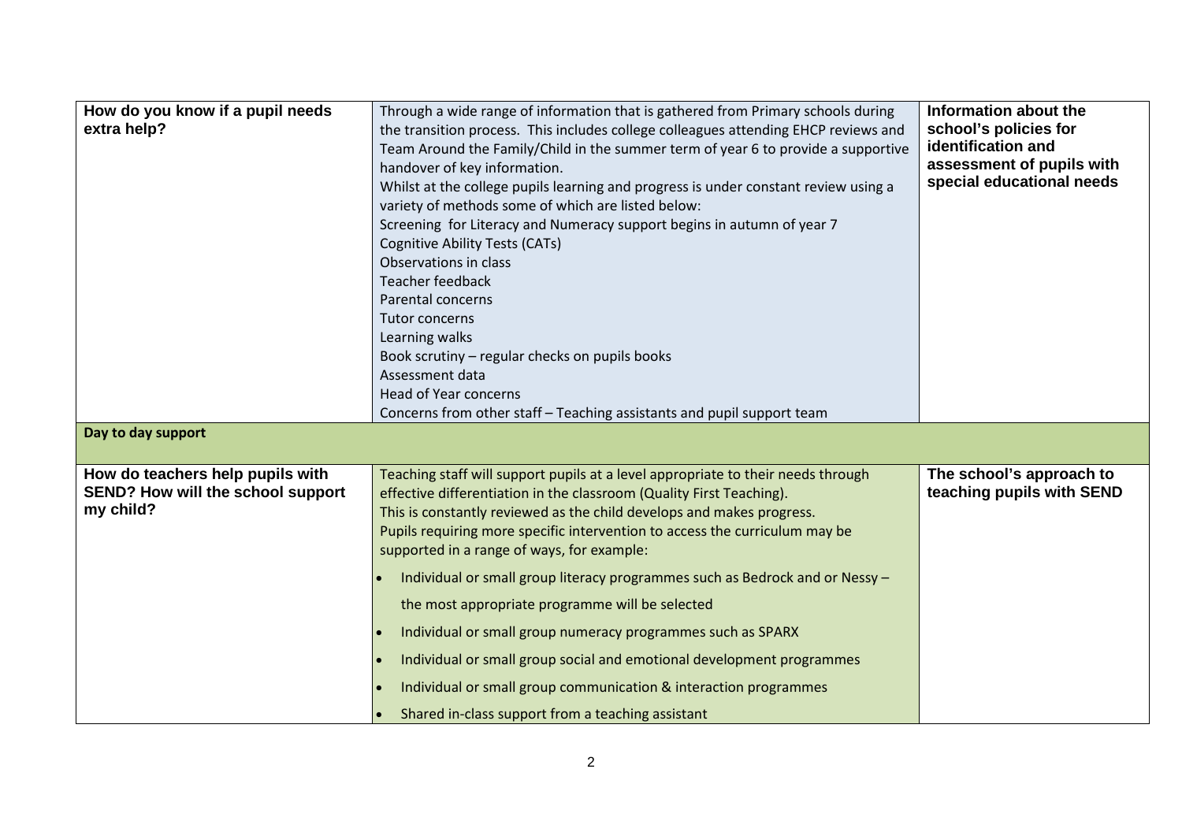| | | |
|---|---|---|
| **How do you know if a pupil needs extra help?** | Through a wide range of information that is gathered from Primary schools during the transition process. This includes college colleagues attending EHCP reviews and Team Around the Family/Child in the summer term of year 6 to provide a supportive handover of key information.<br>Whilst at the college pupils learning and progress is under constant review using a variety of methods some of which are listed below:<br>Screening for Literacy and Numeracy support begins in autumn of year 7<br>Cognitive Ability Tests (CATs)<br>Observations in class<br>Teacher feedback<br>Parental concerns<br>Tutor concerns<br>Learning walks<br>Book scrutiny – regular checks on pupils books<br>Assessment data<br>Head of Year concerns<br>Concerns from other staff – Teaching assistants and pupil support team | **Information about the school's policies for identification and assessment of pupils with special educational needs** |
| **Day to day support** | | |
| **How do teachers help pupils with SEND? How will the school support my child?** | Teaching staff will support pupils at a level appropriate to their needs through effective differentiation in the classroom (Quality First Teaching).<br>This is constantly reviewed as the child develops and makes progress.<br>Pupils requiring more specific intervention to access the curriculum may be supported in a range of ways, for example:<br>• Individual or small group literacy programmes such as Bedrock and or Nessy – the most appropriate programme will be selected<br>• Individual or small group numeracy programmes such as SPARX<br>• Individual or small group social and emotional development programmes<br>• Individual or small group communication & interaction programmes<br>• Shared in-class support from a teaching assistant | **The school's approach to teaching pupils with SEND** |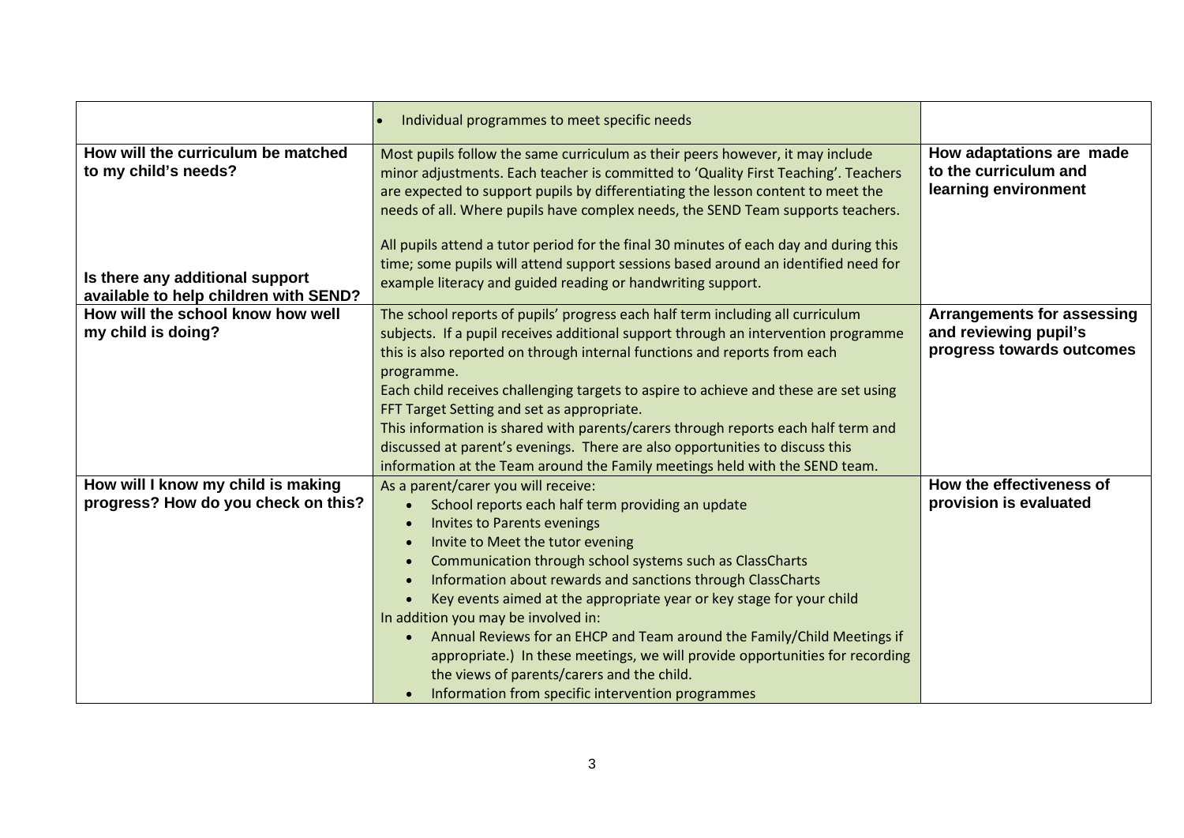| | | |
|---|---|---|
| | • Individual programmes to meet specific needs | |
| **How will the curriculum be matched to my child's needs?**<br><br>**Is there any additional support available to help children with SEND?** | Most pupils follow the same curriculum as their peers however, it may include minor adjustments. Each teacher is committed to 'Quality First Teaching'. Teachers are expected to support pupils by differentiating the lesson content to meet the needs of all. Where pupils have complex needs, the SEND Team supports teachers.<br><br>All pupils attend a tutor period for the final 30 minutes of each day and during this time; some pupils will attend support sessions based around an identified need for example literacy and guided reading or handwriting support. | **How adaptations are made to the curriculum and learning environment** |
| **How will the school know how well my child is doing?** | The school reports of pupils' progress each half term including all curriculum subjects. If a pupil receives additional support through an intervention programme this is also reported on through internal functions and reports from each programme.<br>Each child receives challenging targets to aspire to achieve and these are set using FFT Target Setting and set as appropriate.<br>This information is shared with parents/carers through reports each half term and discussed at parent's evenings. There are also opportunities to discuss this information at the Team around the Family meetings held with the SEND team. | **Arrangements for assessing and reviewing pupil's progress towards outcomes** |
| **How will I know my child is making progress? How do you check on this?** | As a parent/carer you will receive:<br>• School reports each half term providing an update<br>• Invites to Parents evenings<br>• Invite to Meet the tutor evening<br>• Communication through school systems such as ClassCharts<br>• Information about rewards and sanctions through ClassCharts<br>• Key events aimed at the appropriate year or key stage for your child<br>In addition you may be involved in:<br>• Annual Reviews for an EHCP and Team around the Family/Child Meetings if appropriate.) In these meetings, we will provide opportunities for recording the views of parents/carers and the child.<br>• Information from specific intervention programmes | **How the effectiveness of provision is evaluated** |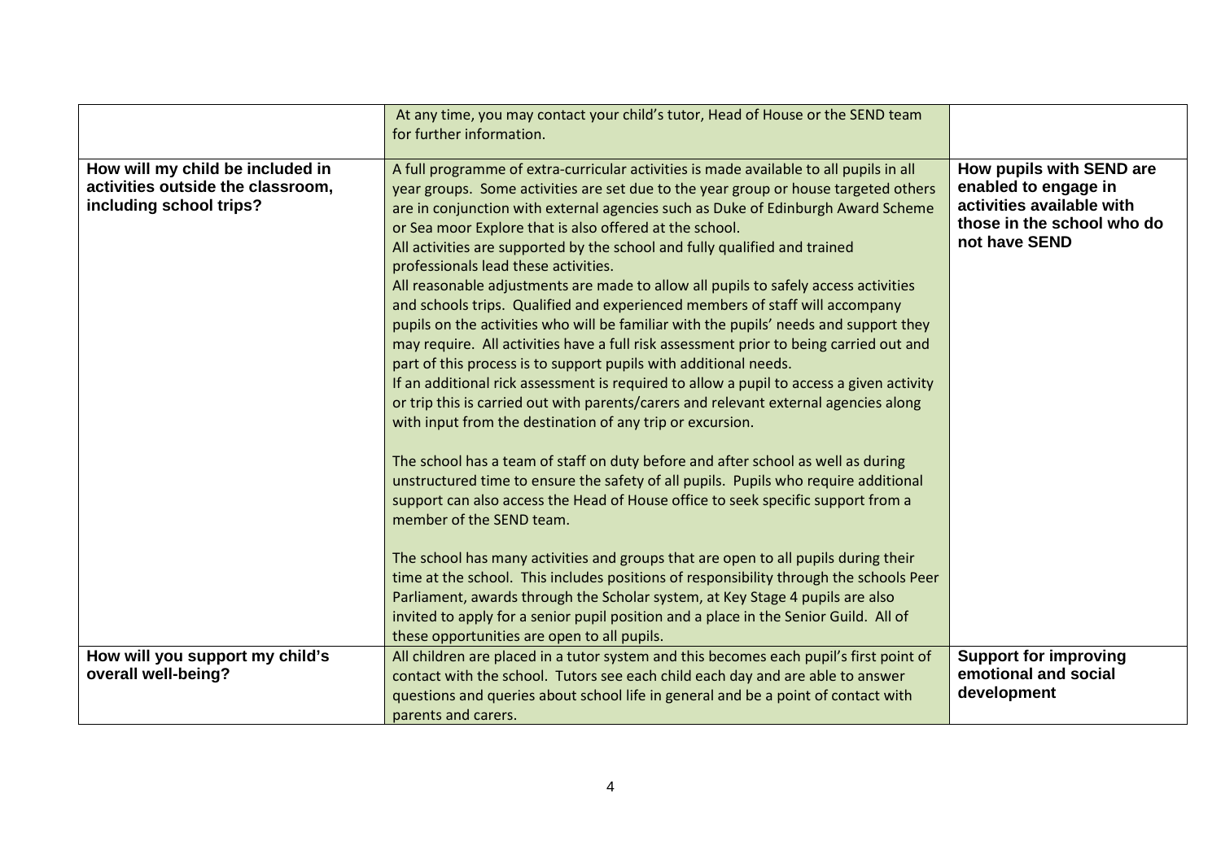| | | |
|---|---|---|
| | At any time, you may contact your child's tutor, Head of House or the SEND team for further information. | |
| **How will my child be included in activities outside the classroom, including school trips?** | A full programme of extra-curricular activities is made available to all pupils in all year groups. Some activities are set due to the year group or house targeted others are in conjunction with external agencies such as Duke of Edinburgh Award Scheme or Sea moor Explore that is also offered at the school.<br>All activities are supported by the school and fully qualified and trained professionals lead these activities.<br>All reasonable adjustments are made to allow all pupils to safely access activities and schools trips. Qualified and experienced members of staff will accompany pupils on the activities who will be familiar with the pupils' needs and support they may require. All activities have a full risk assessment prior to being carried out and part of this process is to support pupils with additional needs.<br>If an additional rick assessment is required to allow a pupil to access a given activity or trip this is carried out with parents/carers and relevant external agencies along with input from the destination of any trip or excursion.<br><br>The school has a team of staff on duty before and after school as well as during unstructured time to ensure the safety of all pupils. Pupils who require additional support can also access the Head of House office to seek specific support from a member of the SEND team.<br><br>The school has many activities and groups that are open to all pupils during their time at the school. This includes positions of responsibility through the schools Peer Parliament, awards through the Scholar system, at Key Stage 4 pupils are also invited to apply for a senior pupil position and a place in the Senior Guild. All of these opportunities are open to all pupils. | **How pupils with SEND are enabled to engage in activities available with those in the school who do not have SEND** |
| **How will you support my child's overall well-being?** | All children are placed in a tutor system and this becomes each pupil's first point of contact with the school. Tutors see each child each day and are able to answer questions and queries about school life in general and be a point of contact with parents and carers. | **Support for improving emotional and social development** |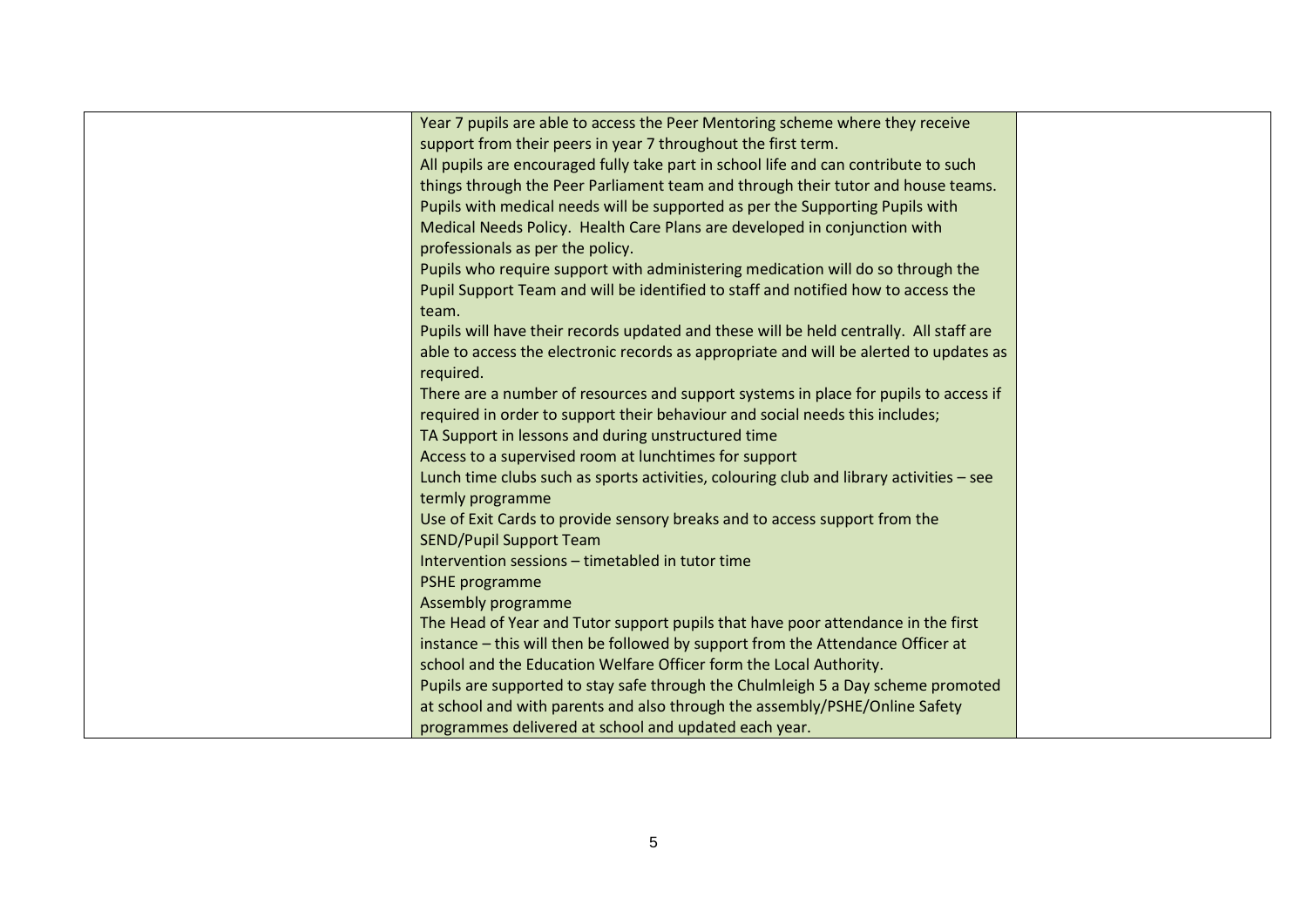| | | |
|---|---|---|
| | Year 7 pupils are able to access the Peer Mentoring scheme where they receive support from their peers in year 7 throughout the first term.<br>All pupils are encouraged fully take part in school life and can contribute to such things through the Peer Parliament team and through their tutor and house teams.<br>Pupils with medical needs will be supported as per the Supporting Pupils with Medical Needs Policy. Health Care Plans are developed in conjunction with professionals as per the policy.<br>Pupils who require support with administering medication will do so through the Pupil Support Team and will be identified to staff and notified how to access the team.<br>Pupils will have their records updated and these will be held centrally. All staff are able to access the electronic records as appropriate and will be alerted to updates as required.<br>There are a number of resources and support systems in place for pupils to access if required in order to support their behaviour and social needs this includes;<br>TA Support in lessons and during unstructured time<br>Access to a supervised room at lunchtimes for support<br>Lunch time clubs such as sports activities, colouring club and library activities – see termly programme<br>Use of Exit Cards to provide sensory breaks and to access support from the SEND/Pupil Support Team<br>Intervention sessions – timetabled in tutor time<br>PSHE programme<br>Assembly programme<br>The Head of Year and Tutor support pupils that have poor attendance in the first instance – this will then be followed by support from the Attendance Officer at school and the Education Welfare Officer form the Local Authority.<br>Pupils are supported to stay safe through the Chulmleigh 5 a Day scheme promoted at school and with parents and also through the assembly/PSHE/Online Safety programmes delivered at school and updated each year. | |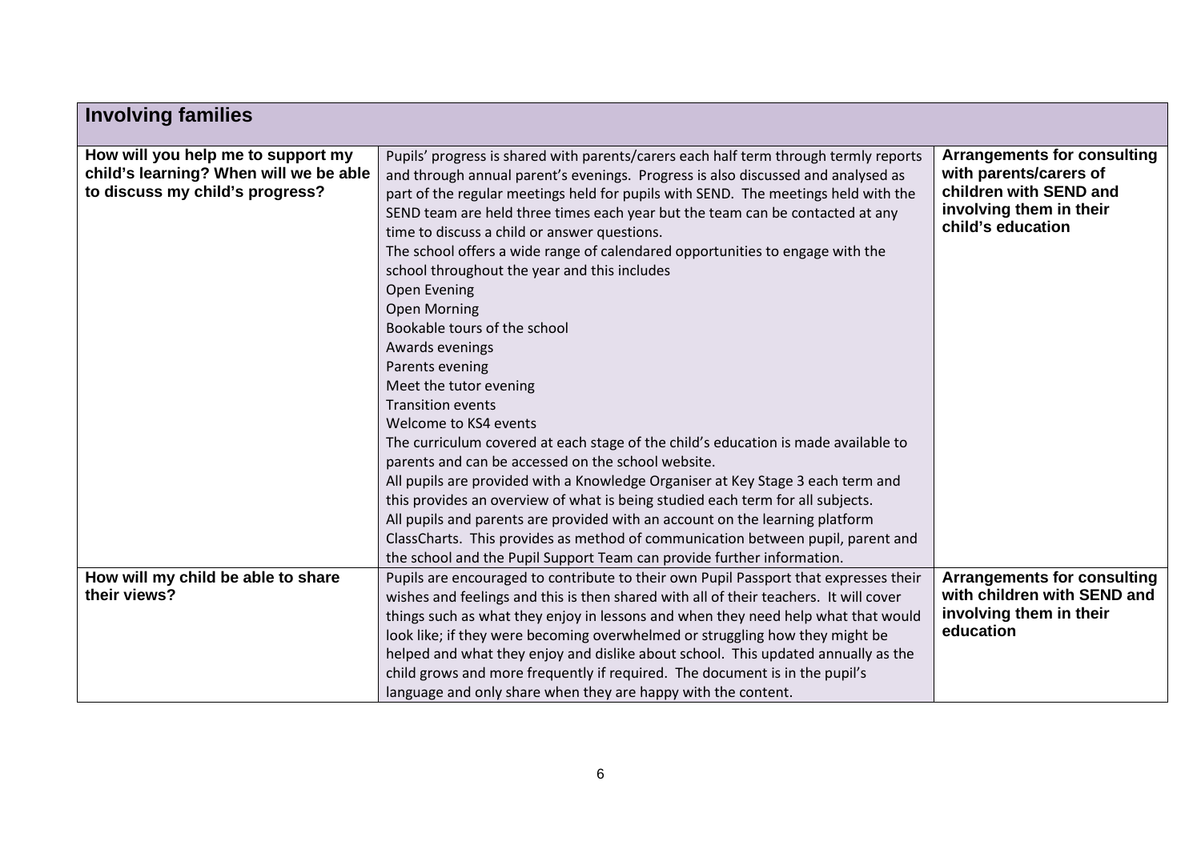| Involving families | | |
|---|---|---|
| **How will you help me to support my child's learning? When will we be able to discuss my child's progress?** | Pupils' progress is shared with parents/carers each half term through termly reports and through annual parent's evenings. Progress is also discussed and analysed as part of the regular meetings held for pupils with SEND. The meetings held with the SEND team are held three times each year but the team can be contacted at any time to discuss a child or answer questions.<br>The school offers a wide range of calendared opportunities to engage with the school throughout the year and this includes<br>Open Evening<br>Open Morning<br>Bookable tours of the school<br>Awards evenings<br>Parents evening<br>Meet the tutor evening<br>Transition events<br>Welcome to KS4 events<br>The curriculum covered at each stage of the child's education is made available to parents and can be accessed on the school website.<br>All pupils are provided with a Knowledge Organiser at Key Stage 3 each term and this provides an overview of what is being studied each term for all subjects.<br>All pupils and parents are provided with an account on the learning platform ClassCharts. This provides as method of communication between pupil, parent and the school and the Pupil Support Team can provide further information. | **Arrangements for consulting with parents/carers of children with SEND and involving them in their child's education** |
| **How will my child be able to share their views?** | Pupils are encouraged to contribute to their own Pupil Passport that expresses their wishes and feelings and this is then shared with all of their teachers. It will cover things such as what they enjoy in lessons and when they need help what that would look like; if they were becoming overwhelmed or struggling how they might be helped and what they enjoy and dislike about school. This updated annually as the child grows and more frequently if required. The document is in the pupil's language and only share when they are happy with the content. | **Arrangements for consulting with children with SEND and involving them in their education** |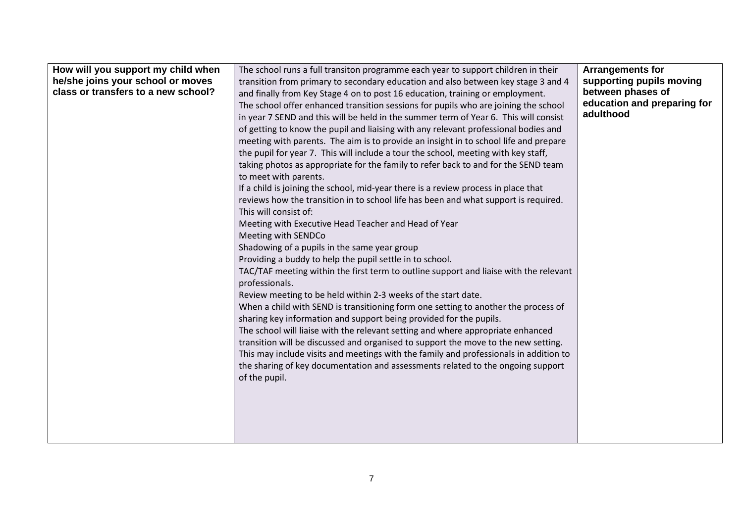| How will you support my child when he/she joins your school or moves class or transfers to a new school? | The school runs a full transiton programme each year to support children in their transition from primary to secondary education and also between key stage 3 and 4 and finally from Key Stage 4 on to post 16 education, training or employment.<br>The school offer enhanced transition sessions for pupils who are joining the school in year 7 SEND and this will be held in the summer term of Year 6. This will consist of getting to know the pupil and liaising with any relevant professional bodies and meeting with parents. The aim is to provide an insight in to school life and prepare the pupil for year 7. This will include a tour the school, meeting with key staff, taking photos as appropriate for the family to refer back to and for the SEND team to meet with parents.<br>If a child is joining the school, mid-year there is a review process in place that reviews how the transition in to school life has been and what support is required. This will consist of:<br>Meeting with Executive Head Teacher and Head of Year<br>Meeting with SENDCo<br>Shadowing of a pupils in the same year group<br>Providing a buddy to help the pupil settle in to school.<br>TAC/TAF meeting within the first term to outline support and liaise with the relevant professionals.<br>Review meeting to be held within 2-3 weeks of the start date.<br>When a child with SEND is transitioning form one setting to another the process of sharing key information and support being provided for the pupils.<br>The school will liaise with the relevant setting and where appropriate enhanced transition will be discussed and organised to support the move to the new setting. This may include visits and meetings with the family and professionals in addition to the sharing of key documentation and assessments related to the ongoing support of the pupil. | **Arrangements for supporting pupils moving between phases of education and preparing for adulthood** |
|---|---|---|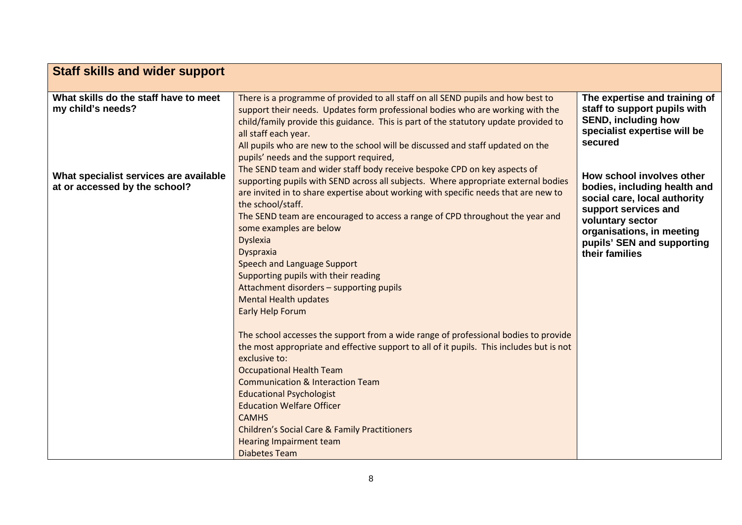| Staff skills and wider support | | |
|---|---|---|
| **What skills do the staff have to meet my child's needs?**<br><br>**What specialist services are available at or accessed by the school?** | There is a programme of provided to all staff on all SEND pupils and how best to support their needs. Updates form professional bodies who are working with the child/family provide this guidance. This is part of the statutory update provided to all staff each year.<br>All pupils who are new to the school will be discussed and staff updated on the pupils' needs and the support required,<br>The SEND team and wider staff body receive bespoke CPD on key aspects of supporting pupils with SEND across all subjects. Where appropriate external bodies are invited in to share expertise about working with specific needs that are new to the school/staff.<br>The SEND team are encouraged to access a range of CPD throughout the year and some examples are below<br>Dyslexia<br>Dyspraxia<br>Speech and Language Support<br>Supporting pupils with their reading<br>Attachment disorders – supporting pupils<br>Mental Health updates<br>Early Help Forum<br><br>The school accesses the support from a wide range of professional bodies to provide the most appropriate and effective support to all of it pupils. This includes but is not exclusive to:<br>Occupational Health Team<br>Communication & Interaction Team<br>Educational Psychologist<br>Education Welfare Officer<br>CAMHS<br>Children's Social Care & Family Practitioners<br>Hearing Impairment team<br>Diabetes Team | **The expertise and training of staff to support pupils with SEND, including how specialist expertise will be secured**<br><br>**How school involves other bodies, including health and social care, local authority support services and voluntary sector organisations, in meeting pupils' SEN and supporting their families** |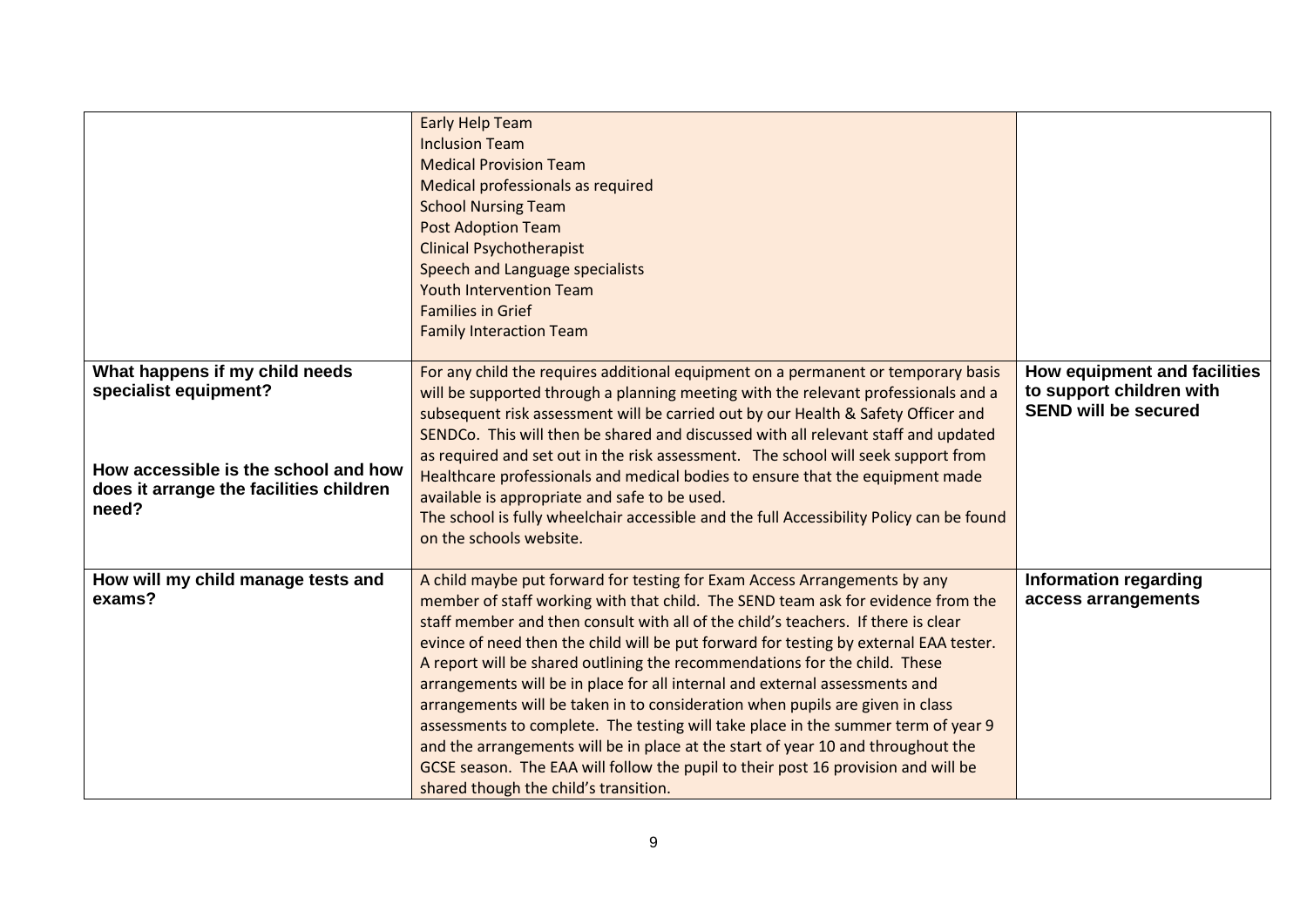| | | |
|---|---|---|
| | Early Help Team<br>Inclusion Team<br>Medical Provision Team<br>Medical professionals as required<br>School Nursing Team<br>Post Adoption Team<br>Clinical Psychotherapist<br>Speech and Language specialists<br>Youth Intervention Team<br>Families in Grief<br>Family Interaction Team | |
| **What happens if my child needs specialist equipment?**<br><br>**How accessible is the school and how does it arrange the facilities children need?** | For any child the requires additional equipment on a permanent or temporary basis will be supported through a planning meeting with the relevant professionals and a subsequent risk assessment will be carried out by our Health & Safety Officer and SENDCo. This will then be shared and discussed with all relevant staff and updated as required and set out in the risk assessment. The school will seek support from Healthcare professionals and medical bodies to ensure that the equipment made available is appropriate and safe to be used.<br>The school is fully wheelchair accessible and the full Accessibility Policy can be found on the schools website. | **How equipment and facilities to support children with SEND will be secured** |
| **How will my child manage tests and exams?** | A child maybe put forward for testing for Exam Access Arrangements by any member of staff working with that child. The SEND team ask for evidence from the staff member and then consult with all of the child's teachers. If there is clear evince of need then the child will be put forward for testing by external EAA tester. A report will be shared outlining the recommendations for the child. These arrangements will be in place for all internal and external assessments and arrangements will be taken in to consideration when pupils are given in class assessments to complete. The testing will take place in the summer term of year 9 and the arrangements will be in place at the start of year 10 and throughout the GCSE season. The EAA will follow the pupil to their post 16 provision and will be shared though the child's transition. | **Information regarding access arrangements** |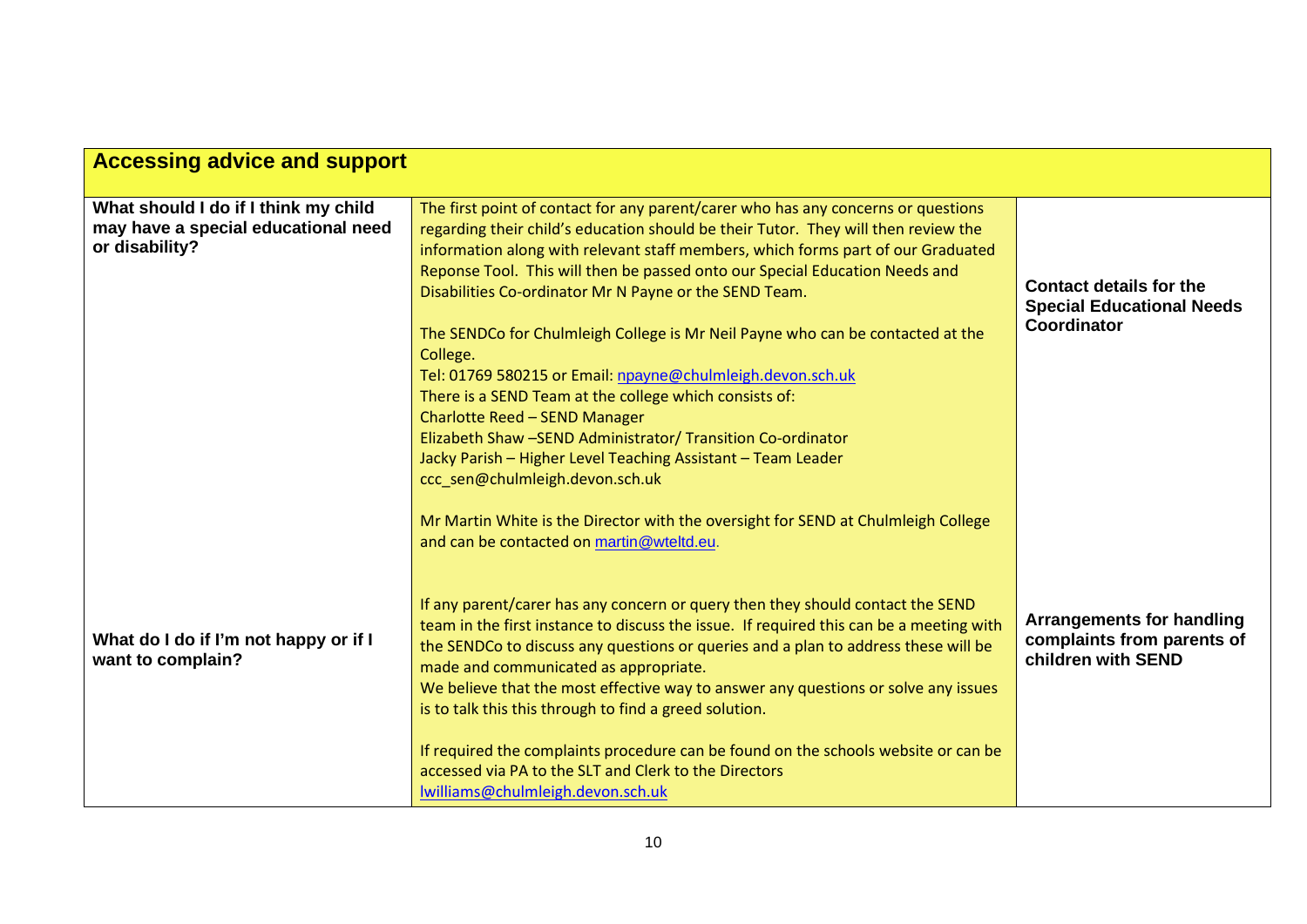| Accessing advice and support | | |
|---|---|---|
| **What should I do if I think my child may have a special educational need or disability?** | The first point of contact for any parent/carer who has any concerns or questions regarding their child's education should be their Tutor. They will then review the information along with relevant staff members, which forms part of our Graduated Reponse Tool. This will then be passed onto our Special Education Needs and Disabilities Co-ordinator Mr N Payne or the SEND Team.<br><br>The SENDCo for Chulmleigh College is Mr Neil Payne who can be contacted at the College.<br>Tel: 01769 580215 or Email: npayne@chulmleigh.devon.sch.uk<br>There is a SEND Team at the college which consists of:<br>Charlotte Reed – SEND Manager<br>Elizabeth Shaw –SEND Administrator/ Transition Co-ordinator<br>Jacky Parish – Higher Level Teaching Assistant – Team Leader<br>ccc_sen@chulmleigh.devon.sch.uk<br><br>Mr Martin White is the Director with the oversight for SEND at Chulmleigh College and can be contacted on martin@wteltd.eu. | **Contact details for the Special Educational Needs Coordinator** |
| **What do I do if I'm not happy or if I want to complain?** | If any parent/carer has any concern or query then they should contact the SEND team in the first instance to discuss the issue. If required this can be a meeting with the SENDCo to discuss any questions or queries and a plan to address these will be made and communicated as appropriate.<br>We believe that the most effective way to answer any questions or solve any issues is to talk this this through to find a greed solution.<br><br>If required the complaints procedure can be found on the schools website or can be accessed via PA to the SLT and Clerk to the Directors<br>lwilliams@chulmleigh.devon.sch.uk | **Arrangements for handling complaints from parents of children with SEND** |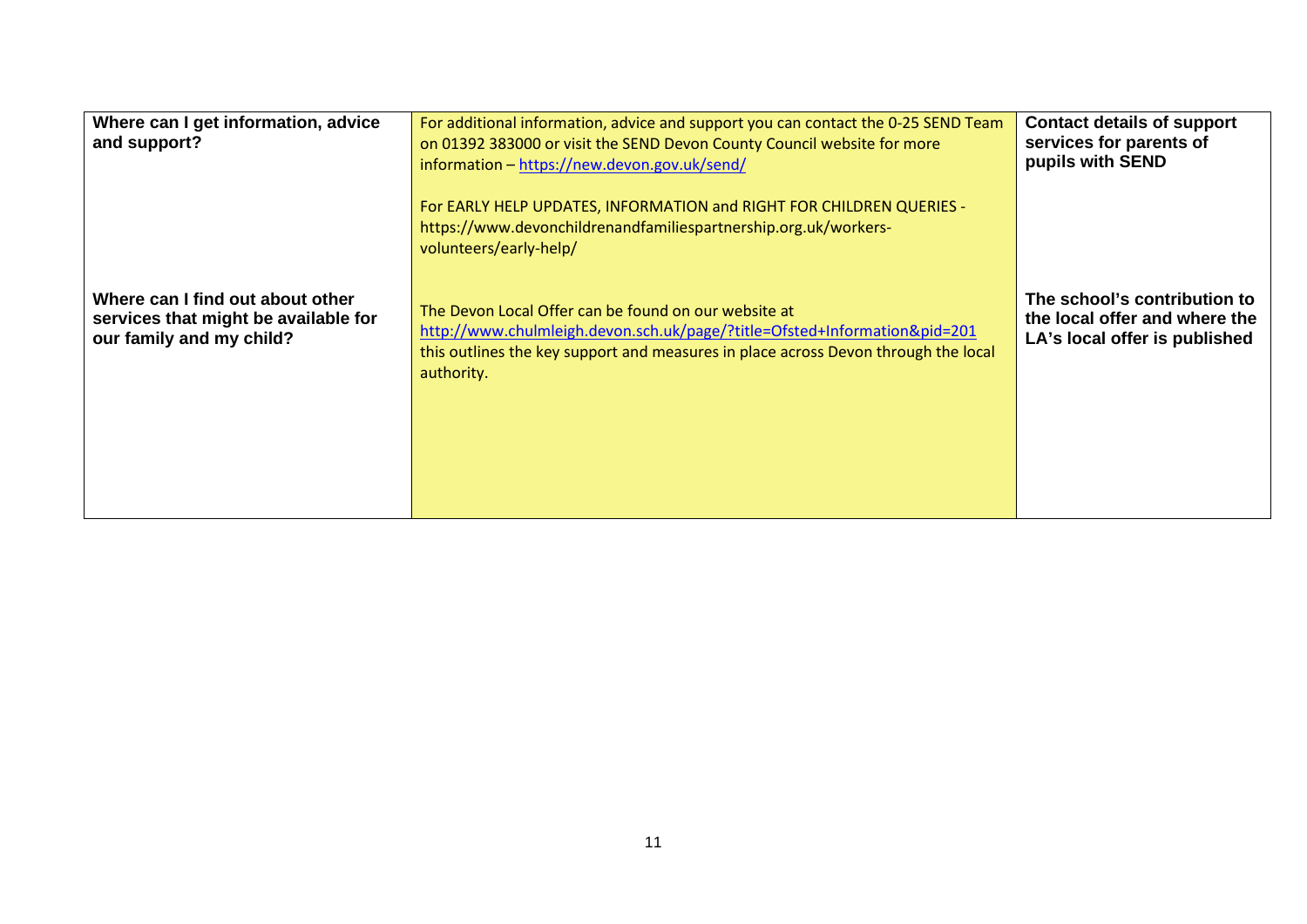| | | |
|---|---|---|
| **Where can I get information, advice and support?** | For additional information, advice and support you can contact the 0-25 SEND Team on 01392 383000 or visit the SEND Devon County Council website for more information – https://new.devon.gov.uk/send/<br><br>For EARLY HELP UPDATES, INFORMATION and RIGHT FOR CHILDREN QUERIES - https://www.devonchildrenandfamiliespartnership.org.uk/workers-volunteers/early-help/ | **Contact details of support services for parents of pupils with SEND** |
| **Where can I find out about other services that might be available for our family and my child?** | The Devon Local Offer can be found on our website at http://www.chulmleigh.devon.sch.uk/page/?title=Ofsted+Information&pid=201 this outlines the key support and measures in place across Devon through the local authority. | **The school's contribution to the local offer and where the LA's local offer is published** |